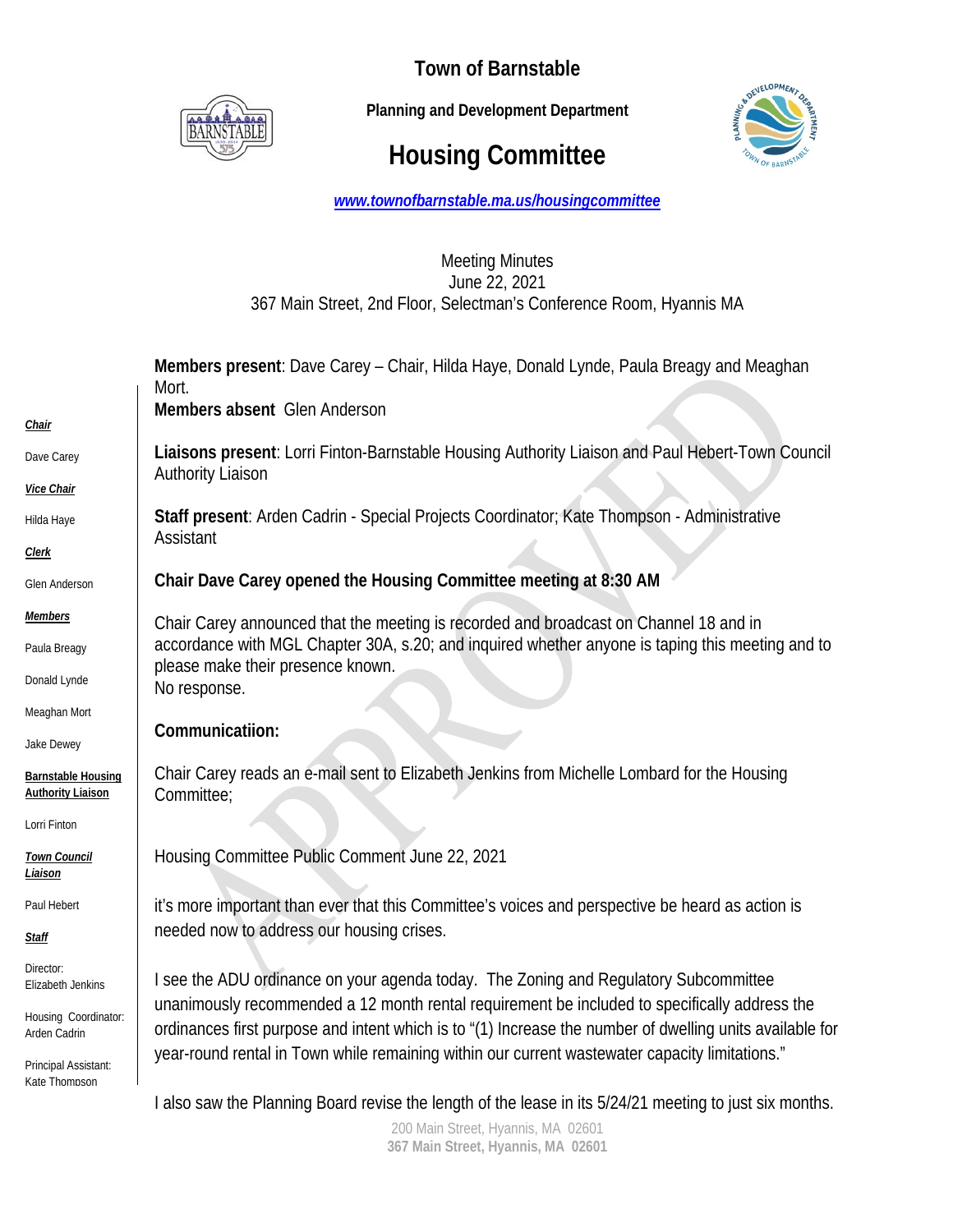# Town of Barnstable

**Planning and Development Department**

# Housing Committee

*www.townofbarnstable.ma.us/housingcommittee*

Meeting Minutes
June 22, 2021
367 Main Street, 2nd Floor, Selectman's Conference Room, Hyannis MA

***Chair***

Dave Carey

***Vice Chair***

Hilda Haye

***Clerk***

Glen Anderson

***Members***

Paula Breagy

Donald Lynde

Meaghan Mort

Jake Dewey

**Barnstable Housing Authority Liaison**

Lorri Finton

***Town Council Liaison***

Paul Hebert

***Staff***

Director:
Elizabeth Jenkins

Housing Coordinator:
Arden Cadrin

Principal Assistant:
Kate Thompson

**Members present**: Dave Carey – Chair, Hilda Haye, Donald Lynde, Paula Breagy and Meaghan Mort.
**Members absent** Glen Anderson

**Liaisons present**: Lorri Finton-Barnstable Housing Authority Liaison and Paul Hebert-Town Council Authority Liaison

**Staff present**: Arden Cadrin - Special Projects Coordinator; Kate Thompson - Administrative Assistant

**Chair Dave Carey opened the Housing Committee meeting at 8:30 AM**

Chair Carey announced that the meeting is recorded and broadcast on Channel 18 and in accordance with MGL Chapter 30A, s.20; and inquired whether anyone is taping this meeting and to please make their presence known.
No response.

**Communicatiion:**

Chair Carey reads an e-mail sent to Elizabeth Jenkins from Michelle Lombard for the Housing Committee;

Housing Committee Public Comment June 22, 2021

it's more important than ever that this Committee's voices and perspective be heard as action is needed now to address our housing crises.

I see the ADU ordinance on your agenda today. The Zoning and Regulatory Subcommittee unanimously recommended a 12 month rental requirement be included to specifically address the ordinances first purpose and intent which is to "(1) Increase the number of dwelling units available for year-round rental in Town while remaining within our current wastewater capacity limitations."

I also saw the Planning Board revise the length of the lease in its 5/24/21 meeting to just six months.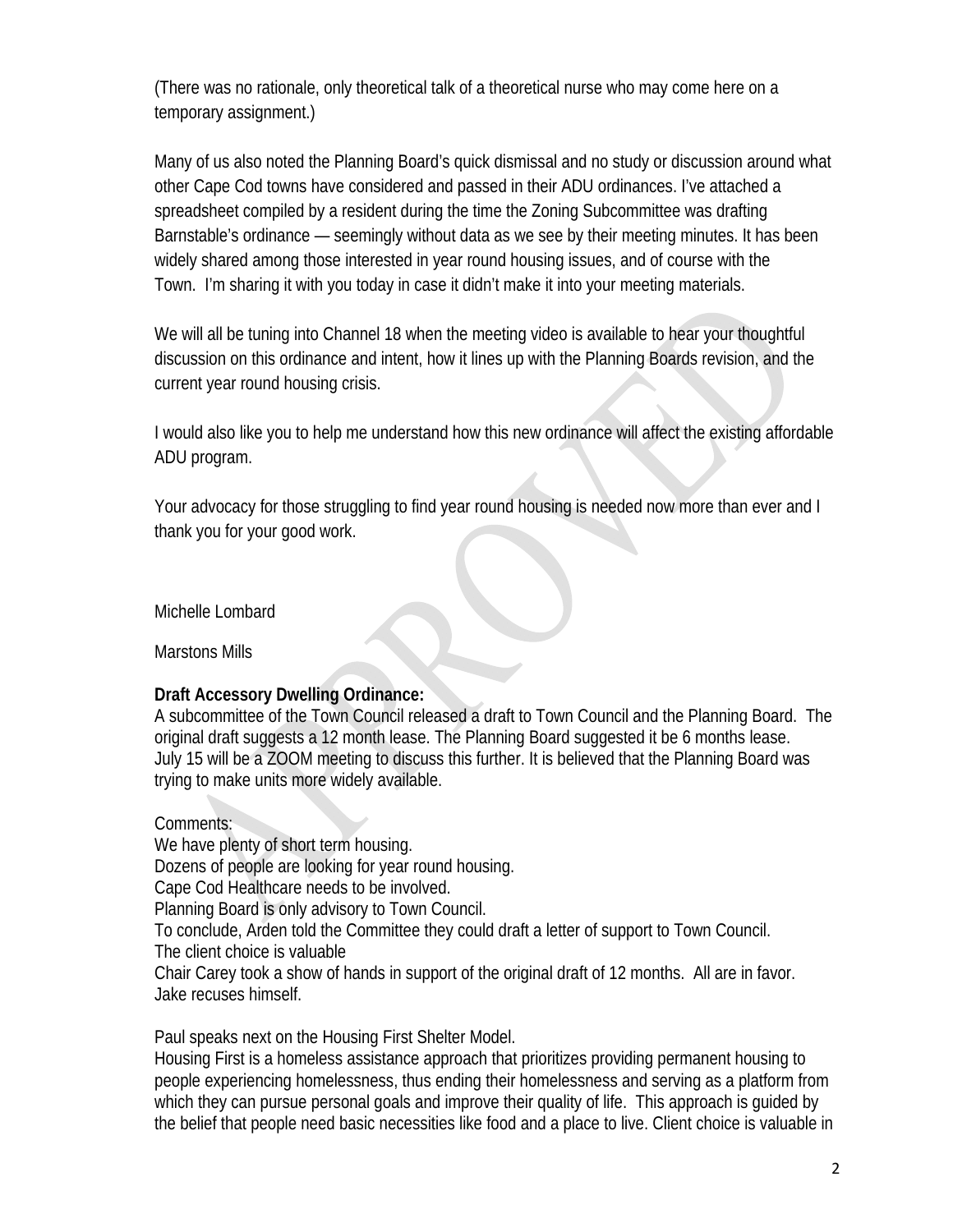(There was no rationale, only theoretical talk of a theoretical nurse who may come here on a temporary assignment.)

Many of us also noted the Planning Board's quick dismissal and no study or discussion around what other Cape Cod towns have considered and passed in their ADU ordinances. I've attached a spreadsheet compiled by a resident during the time the Zoning Subcommittee was drafting Barnstable's ordinance — seemingly without data as we see by their meeting minutes. It has been widely shared among those interested in year round housing issues, and of course with the Town. I'm sharing it with you today in case it didn't make it into your meeting materials.

We will all be tuning into Channel 18 when the meeting video is available to hear your thoughtful discussion on this ordinance and intent, how it lines up with the Planning Boards revision, and the current year round housing crisis.

I would also like you to help me understand how this new ordinance will affect the existing affordable ADU program.

Your advocacy for those struggling to find year round housing is needed now more than ever and I thank you for your good work.

Michelle Lombard

Marstons Mills

**Draft Accessory Dwelling Ordinance:**
A subcommittee of the Town Council released a draft to Town Council and the Planning Board. The original draft suggests a 12 month lease. The Planning Board suggested it be 6 months lease. July 15 will be a ZOOM meeting to discuss this further. It is believed that the Planning Board was trying to make units more widely available.

Comments:
We have plenty of short term housing.
Dozens of people are looking for year round housing.
Cape Cod Healthcare needs to be involved.
Planning Board is only advisory to Town Council.
To conclude, Arden told the Committee they could draft a letter of support to Town Council.
The client choice is valuable
Chair Carey took a show of hands in support of the original draft of 12 months. All are in favor.
Jake recuses himself.

Paul speaks next on the Housing First Shelter Model.
Housing First is a homeless assistance approach that prioritizes providing permanent housing to people experiencing homelessness, thus ending their homelessness and serving as a platform from which they can pursue personal goals and improve their quality of life. This approach is guided by the belief that people need basic necessities like food and a place to live. Client choice is valuable in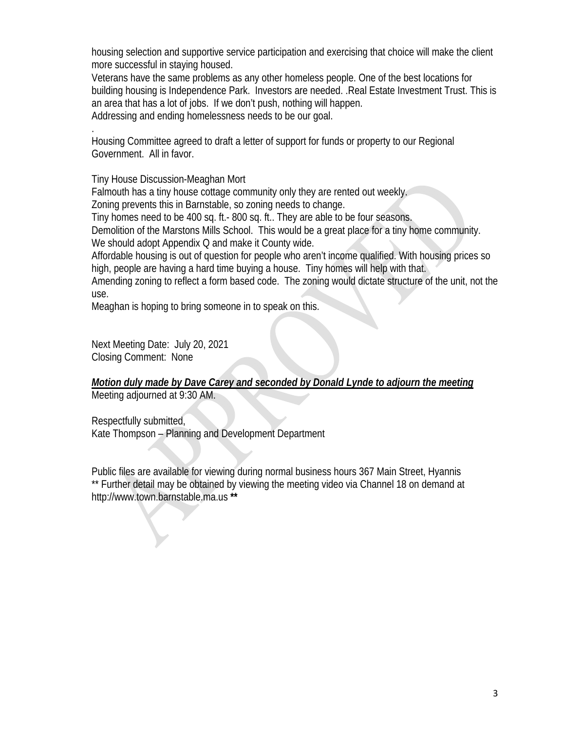housing selection and supportive service participation and exercising that choice will make the client more successful in staying housed.
Veterans have the same problems as any other homeless people. One of the best locations for building housing is Independence Park. Investors are needed. .Real Estate Investment Trust. This is an area that has a lot of jobs. If we don't push, nothing will happen.
Addressing and ending homelessness needs to be our goal.

.
Housing Committee agreed to draft a letter of support for funds or property to our Regional Government. All in favor.

Tiny House Discussion-Meaghan Mort
Falmouth has a tiny house cottage community only they are rented out weekly.
Zoning prevents this in Barnstable, so zoning needs to change.
Tiny homes need to be 400 sq. ft.- 800 sq. ft.. They are able to be four seasons.
Demolition of the Marstons Mills School. This would be a great place for a tiny home community.
We should adopt Appendix Q and make it County wide.
Affordable housing is out of question for people who aren't income qualified. With housing prices so high, people are having a hard time buying a house. Tiny homes will help with that.
Amending zoning to reflect a form based code. The zoning would dictate structure of the unit, not the use.
Meaghan is hoping to bring someone in to speak on this.

Next Meeting Date: July 20, 2021
Closing Comment: None

***Motion duly made by Dave Carey and seconded by Donald Lynde to adjourn the meeting***
Meeting adjourned at 9:30 AM.

Respectfully submitted,
Kate Thompson – Planning and Development Department

Public files are available for viewing during normal business hours 367 Main Street, Hyannis
** Further detail may be obtained by viewing the meeting video via Channel 18 on demand at http://www.town.barnstable.ma.us **